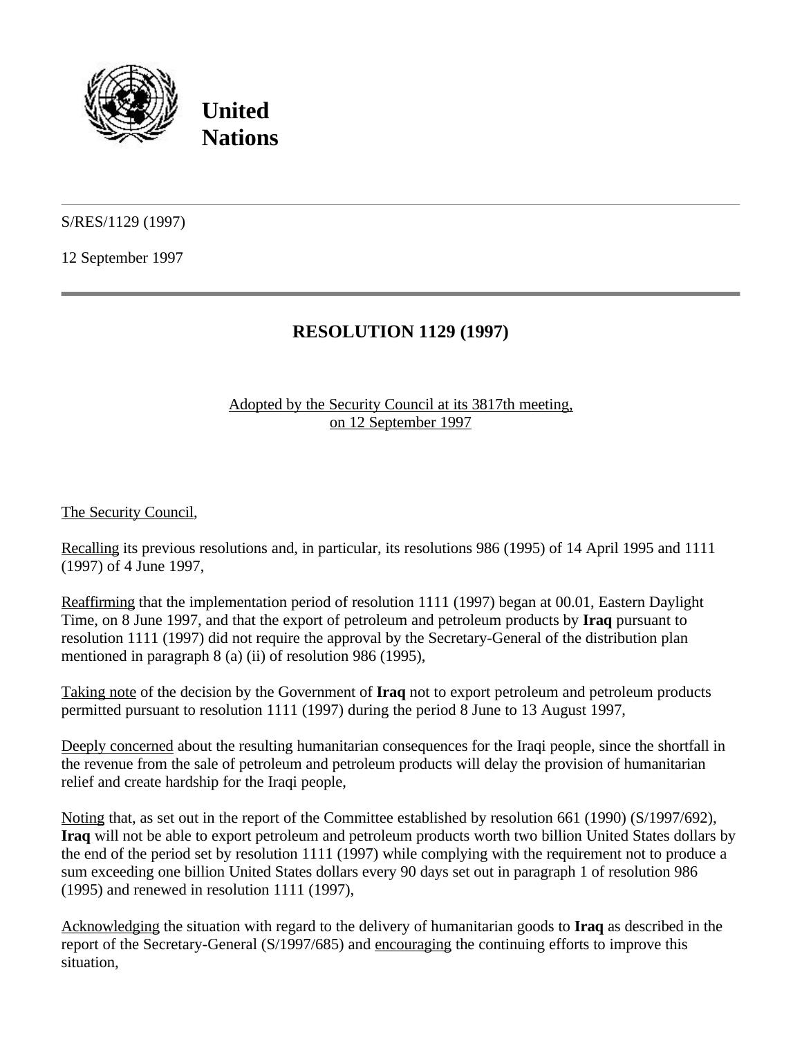**United Nations**

S/RES/1129 (1997)

12 September 1997

# RESOLUTION 1129 (1997)

Adopted by the Security Council at its 3817th meeting, on 12 September 1997

The Security Council,

Recalling its previous resolutions and, in particular, its resolutions 986 (1995) of 14 April 1995 and 1111 (1997) of 4 June 1997,

Reaffirming that the implementation period of resolution 1111 (1997) began at 00.01, Eastern Daylight Time, on 8 June 1997, and that the export of petroleum and petroleum products by **Iraq** pursuant to resolution 1111 (1997) did not require the approval by the Secretary-General of the distribution plan mentioned in paragraph 8 (a) (ii) of resolution 986 (1995),

Taking note of the decision by the Government of **Iraq** not to export petroleum and petroleum products permitted pursuant to resolution 1111 (1997) during the period 8 June to 13 August 1997,

Deeply concerned about the resulting humanitarian consequences for the Iraqi people, since the shortfall in the revenue from the sale of petroleum and petroleum products will delay the provision of humanitarian relief and create hardship for the Iraqi people,

Noting that, as set out in the report of the Committee established by resolution 661 (1990) (S/1997/692), **Iraq** will not be able to export petroleum and petroleum products worth two billion United States dollars by the end of the period set by resolution 1111 (1997) while complying with the requirement not to produce a sum exceeding one billion United States dollars every 90 days set out in paragraph 1 of resolution 986 (1995) and renewed in resolution 1111 (1997),

Acknowledging the situation with regard to the delivery of humanitarian goods to **Iraq** as described in the report of the Secretary-General (S/1997/685) and encouraging the continuing efforts to improve this situation,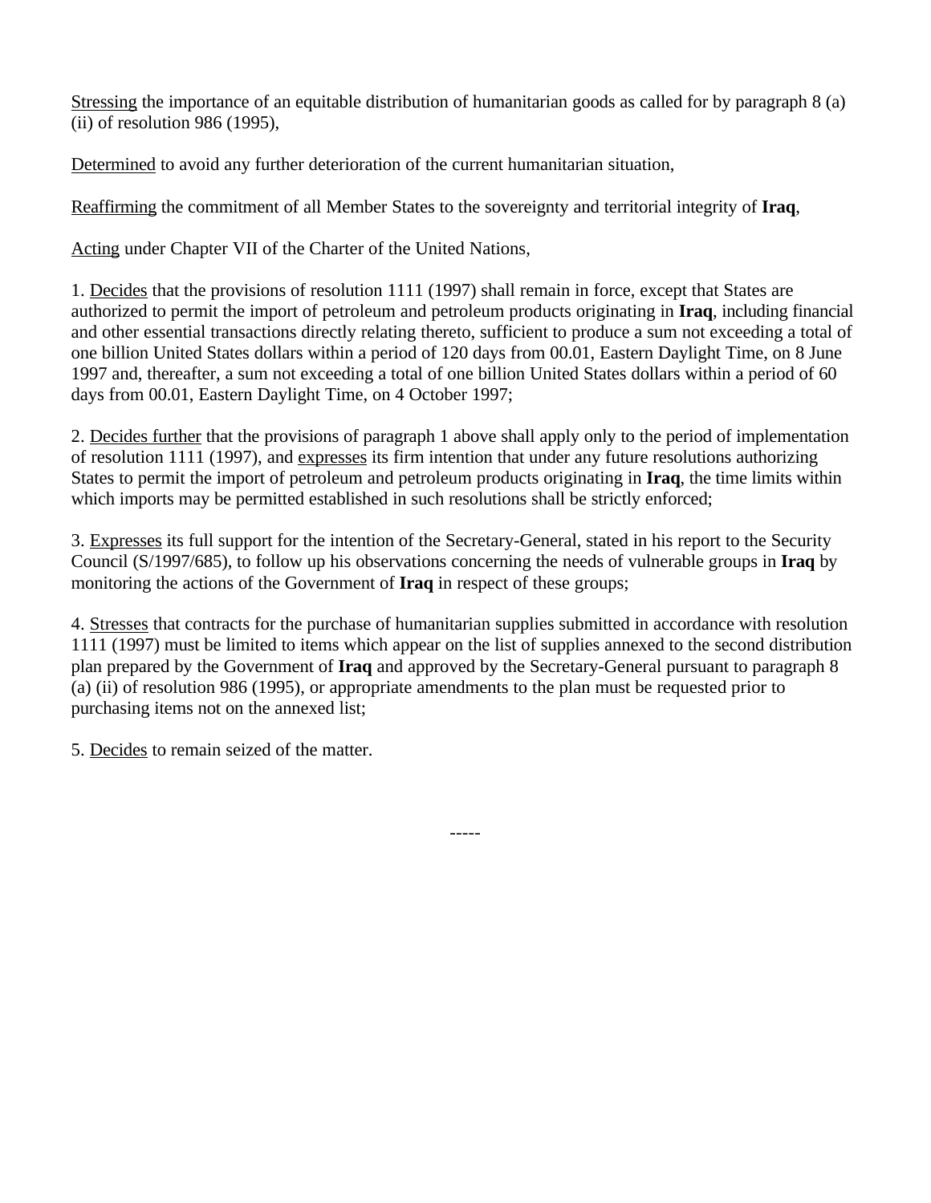Stressing the importance of an equitable distribution of humanitarian goods as called for by paragraph 8 (a) (ii) of resolution 986 (1995),

Determined to avoid any further deterioration of the current humanitarian situation,

Reaffirming the commitment of all Member States to the sovereignty and territorial integrity of **Iraq**,

Acting under Chapter VII of the Charter of the United Nations,

1. Decides that the provisions of resolution 1111 (1997) shall remain in force, except that States are authorized to permit the import of petroleum and petroleum products originating in **Iraq**, including financial and other essential transactions directly relating thereto, sufficient to produce a sum not exceeding a total of one billion United States dollars within a period of 120 days from 00.01, Eastern Daylight Time, on 8 June 1997 and, thereafter, a sum not exceeding a total of one billion United States dollars within a period of 60 days from 00.01, Eastern Daylight Time, on 4 October 1997;

2. Decides further that the provisions of paragraph 1 above shall apply only to the period of implementation of resolution 1111 (1997), and expresses its firm intention that under any future resolutions authorizing States to permit the import of petroleum and petroleum products originating in **Iraq**, the time limits within which imports may be permitted established in such resolutions shall be strictly enforced;

3. Expresses its full support for the intention of the Secretary-General, stated in his report to the Security Council (S/1997/685), to follow up his observations concerning the needs of vulnerable groups in **Iraq** by monitoring the actions of the Government of **Iraq** in respect of these groups;

4. Stresses that contracts for the purchase of humanitarian supplies submitted in accordance with resolution 1111 (1997) must be limited to items which appear on the list of supplies annexed to the second distribution plan prepared by the Government of **Iraq** and approved by the Secretary-General pursuant to paragraph 8 (a) (ii) of resolution 986 (1995), or appropriate amendments to the plan must be requested prior to purchasing items not on the annexed list;

5. Decides to remain seized of the matter.

-----